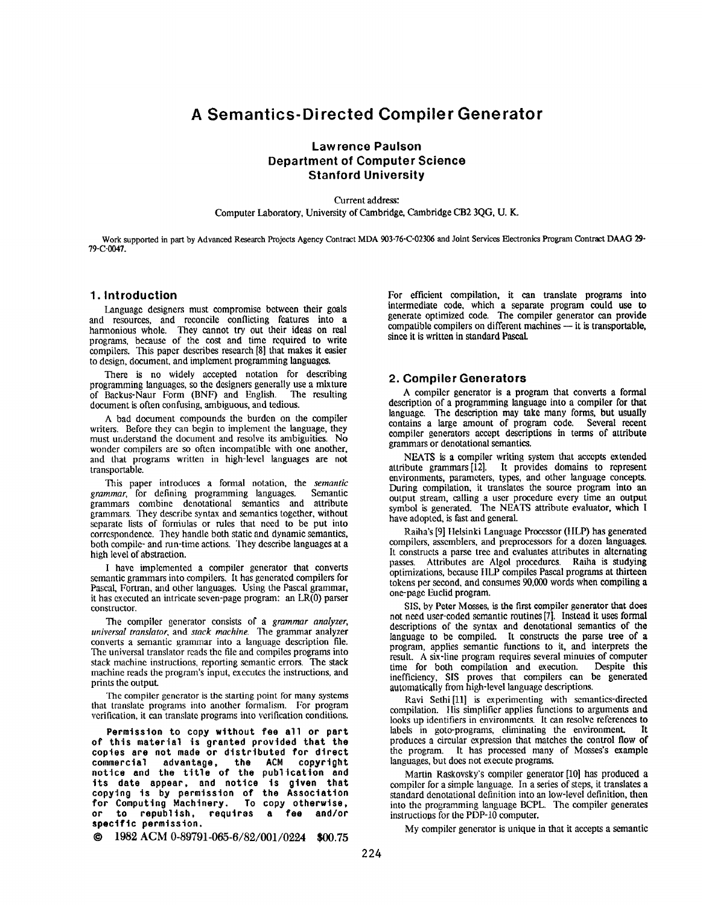# A Semantics-Directed Compiler Generator

**Lawrence Paulson**
**Department of Computer Science**
**Stanford University**

Current address:
Computer Laboratory, University of Cambridge, Cambridge CB2 3QG, U. K.

Work supported in part by Advanced Research Projects Agency Contract MDA 903-76-C-02306 and Joint Services Electronics Program Contract DAAG 29-79-C-0047.

## 1. Introduction

Language designers must compromise between their goals and resources, and reconcile conflicting features into a harmonious whole. They cannot try out their ideas on real programs, because of the cost and time required to write compilers. This paper describes research [8] that makes it easier to design, document, and implement programming languages.

There is no widely accepted notation for describing programming languages, so the designers generally use a mixture of Backus-Naur Form (BNF) and English. The resulting document is often confusing, ambiguous, and tedious.

A bad document compounds the burden on the compiler writers. Before they can begin to implement the language, they must understand the document and resolve its ambiguities. No wonder compilers are so often incompatible with one another, and that programs written in high-level languages are not transportable.

This paper introduces a formal notation, the *semantic grammar*, for defining programming languages. Semantic grammars combine denotational semantics and attribute grammars. They describe syntax and semantics together, without separate lists of formulas or rules that need to be put into correspondence. They handle both static and dynamic semantics, both compile- and run-time actions. They describe languages at a high level of abstraction.

I have implemented a compiler generator that converts semantic grammars into compilers. It has generated compilers for Pascal, Fortran, and other languages. Using the Pascal grammar, it has executed an intricate seven-page program: an LR(0) parser constructor.

The compiler generator consists of a *grammar analyzer*, *universal translator*, and *stack machine*. The grammar analyzer converts a semantic grammar into a language description file. The universal translator reads the file and compiles programs into stack machine instructions, reporting semantic errors. The stack machine reads the program's input, executes the instructions, and prints the output.

The compiler generator is the starting point for many systems that translate programs into another formalism. For program verification, it can translate programs into verification conditions.

**Permission to copy without fee all or part of this material is granted provided that the copies are not made or distributed for direct commercial advantage, the ACM copyright notice and the title of the publication and its date appear, and notice is given that copying is by permission of the Association for Computing Machinery. To copy otherwise, or to republish, requires a fee and/or specific permission.**

© 1982 ACM 0-89791-065-6/82/001/0224 $00.75

For efficient compilation, it can translate programs into intermediate code, which a separate program could use to generate optimized code. The compiler generator can provide compatible compilers on different machines — it is transportable, since it is written in standard Pascal.

## 2. Compiler Generators

A compiler generator is a program that converts a formal description of a programming language into a compiler for that language. The description may take many forms, but usually contains a large amount of program code. Several recent compiler generators accept descriptions in terms of attribute grammars or denotational semantics.

NEATS is a compiler writing system that accepts extended attribute grammars [12]. It provides domains to represent environments, parameters, types, and other language concepts. During compilation, it translates the source program into an output stream, calling a user procedure every time an output symbol is generated. The NEATS attribute evaluator, which I have adopted, is fast and general.

Raiha's [9] Helsinki Language Processor (HLP) has generated compilers, assemblers, and preprocessors for a dozen languages. It constructs a parse tree and evaluates attributes in alternating passes. Attributes are Algol procedures. Raiha is studying optimizations, because HLP compiles Pascal programs at thirteen tokens per second, and consumes 90,000 words when compiling a one-page Euclid program.

SIS, by Peter Mosses, is the first compiler generator that does not need user-coded semantic routines [7]. Instead it uses formal descriptions of the syntax and denotational semantics of the language to be compiled. It constructs the parse tree of a program, applies semantic functions to it, and interprets the result. A six-line program requires several minutes of computer time for both compilation and execution. Despite this inefficiency, SIS proves that compilers can be generated automatically from high-level language descriptions.

Ravi Sethi [11] is experimenting with semantics-directed compilation. His simplifier applies functions to arguments and looks up identifiers in environments. It can resolve references to labels in goto-programs, eliminating the environment. It produces a circular expression that matches the control flow of the program. It has processed many of Mosses's example languages, but does not execute programs.

Martin Raskovsky's compiler generator [10] has produced a compiler for a simple language. In a series of steps, it translates a standard denotational definition into an low-level definition, then into the programming language BCPL. The compiler generates instructions for the PDP-10 computer.

My compiler generator is unique in that it accepts a semantic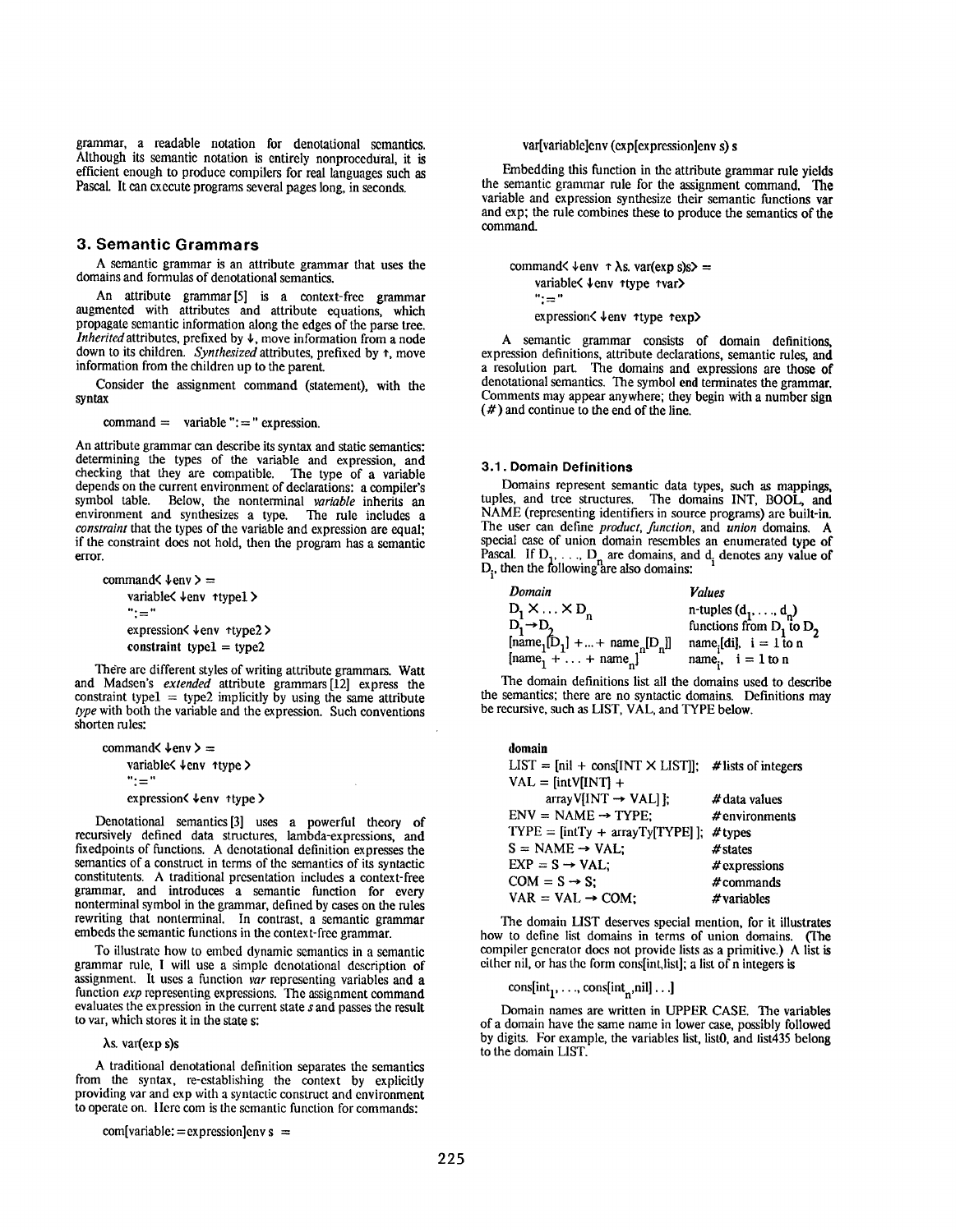grammar, a readable notation for denotational semantics. Although its semantic notation is entirely nonprocedural, it is efficient enough to produce compilers for real languages such as Pascal. It can execute programs several pages long, in seconds.

## 3. Semantic Grammars

A semantic grammar is an attribute grammar that uses the domains and formulas of denotational semantics.

An attribute grammar [5] is a context-free grammar augmented with attributes and attribute equations, which propagate semantic information along the edges of the parse tree. *Inherited* attributes, prefixed by ↓, move information from a node down to its children. *Synthesized* attributes, prefixed by ↑, move information from the children up to the parent.

Consider the assignment command (statement), with the syntax

```
command =   variable ":=" expression.
```

An attribute grammar can describe its syntax and static semantics: determining the types of the variable and expression, and checking that they are compatible. The type of a variable depends on the current environment of declarations: a compiler's symbol table. Below, the nonterminal *variable* inherits an environment and synthesizes a type. The rule includes a *constraint* that the types of the variable and expression are equal; if the constraint does not hold, then the program has a semantic error.

```
command< ↓env > =
    variable< ↓env ↑type1 >
    ":="
    expression< ↓env ↑type2 >
    constraint type1 = type2
```

There are different styles of writing attribute grammars. Watt and Madsen's *extended* attribute grammars [12] express the constraint type1 = type2 implicitly by using the same attribute *type* with both the variable and the expression. Such conventions shorten rules:

```
command< ↓env > =
    variable< ↓env ↑type >
    ":="
    expression< ↓env ↑type >
```

Denotational semantics [3] uses a powerful theory of recursively defined data structures, lambda-expressions, and fixedpoints of functions. A denotational definition expresses the semantics of a construct in terms of the semantics of its syntactic constituents. A traditional presentation includes a context-free grammar, and introduces a semantic function for every nonterminal symbol in the grammar, defined by cases on the rules rewriting that nonterminal. In contrast, a semantic grammar embeds the semantic functions in the context-free grammar.

To illustrate how to embed dynamic semantics in a semantic grammar rule, I will use a simple denotational description of assignment. It uses a function *var* representing variables and a function *exp* representing expressions. The assignment command evaluates the expression in the current state *s* and passes the result to var, which stores it in the state s:

$$\lambda s.\ var(exp\ s)s$$

A traditional denotational definition separates the semantics from the syntax, re-establishing the context by explicitly providing var and exp with a syntactic construct and environment to operate on. Here com is the semantic function for commands:

```
com[variable:=expression]env s =
    var[variable]env (exp[expression]env s) s
```

Embedding this function in the attribute grammar rule yields the semantic grammar rule for the assignment command. The variable and expression synthesize their semantic functions var and exp; the rule combines these to produce the semantics of the command.

```
command< ↓env ↑ λs. var(exp s)s> =
    variable< ↓env ↑type ↑var>
    ":="
    expression< ↓env ↑type ↑exp>
```

A semantic grammar consists of domain definitions, expression definitions, attribute declarations, semantic rules, and a resolution part. The domains and expressions are those of denotational semantics. The symbol **end** terminates the grammar. Comments may appear anywhere; they begin with a number sign (#) and continue to the end of the line.

### 3.1. Domain Definitions

Domains represent semantic data types, such as mappings, tuples, and tree structures. The domains INT, BOOL, and NAME (representing identifiers in source programs) are built-in. The user can define *product*, *function*, and *union* domains. A special case of union domain resembles an enumerated type of Pascal. If $D_1, \ldots, D_n$ are domains, and $d_i$ denotes any value of $D_i$, then the following are also domains:

| *Domain* | *Values* |
|---|---|
| $D_1 \times \ldots \times D_n$ | n-tuples $(d_1, \ldots, d_n)$ |
| $D_1 \rightarrow D_2$ | functions from $D_1$ to $D_2$ |
| $[name_1[D_1] + \ldots + name_n[D_n]]$ | $name_i[di]$, i = 1 to n |
| $[name_1 + \ldots + name_n]$ | $name_i$, i = 1 to n |

The domain definitions list all the domains used to describe the semantics; there are no syntactic domains. Definitions may be recursive, such as LIST, VAL, and TYPE below.

```
domain
LIST = [nil + cons[INT × LIST]];    # lists of integers
VAL = [intV[INT] +
       arrayV[INT → VAL] ];         # data values
ENV = NAME → TYPE;                  # environments
TYPE = [intTy + arrayTy[TYPE] ];    # types
S = NAME → VAL;                     # states
EXP = S → VAL;                      # expressions
COM = S → S;                        # commands
VAR = VAL → COM;                    # variables
```

The domain LIST deserves special mention, for it illustrates how to define list domains in terms of union domains. (The compiler generator does not provide lists as a primitive.) A list is either nil, or has the form cons[int,list]; a list of n integers is

$$cons[int_1, \ldots, cons[int_n, nil] \ldots]$$

Domain names are written in UPPER CASE. The variables of a domain have the same name in lower case, possibly followed by digits. For example, the variables list, list0, and list435 belong to the domain LIST.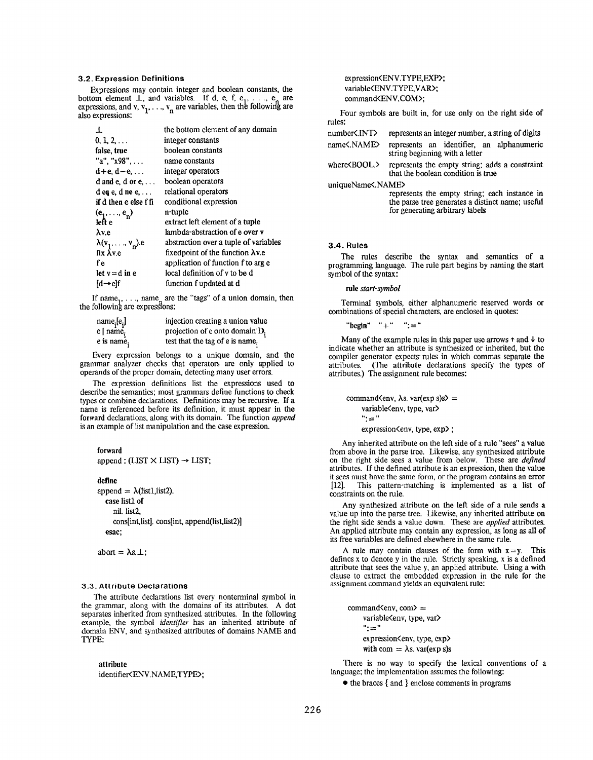### 3.2. Expression Definitions

Expressions may contain integer and boolean constants, the bottom element ⊥, and variables. If d, e, f, $e_1, \ldots, e_n$ are expressions, and v, $v_1, \ldots, v_n$ are variables, then the following are also expressions:

| | |
|---|---|
| ⊥ | the bottom element of any domain |
| 0, 1, 2, ... | integer constants |
| **false**, **true** | boolean constants |
| "a", "x98", ... | name constants |
| d+e, d−e, ... | integer operators |
| d **and** e, d **or** e, ... | boolean operators |
| d **eq** e, d **ne** e, ... | relational operators |
| **if** d **then** e **else** f **fi** | conditional expression |
| $(e_1, \ldots, e_n)$ | n-tuple |
| left e | extract left element of a tuple |
| λv.e | lambda-abstraction of e over v |
| $\lambda(v_1, \ldots, v_n)$.e | abstraction over a tuple of variables |
| **fix** λv.e | fixedpoint of the function λv.e |
| f e | application of function f to arg e |
| **let** v=d **in** e | local definition of v to be d |
| [d→e]f | function f updated at d |

If $name_1, \ldots, name_n$ are the "tags" of a union domain, then the following are expressions:

| | |
|---|---|
| $name_i[e_i]$ | injection creating a union value |
| e \| $name_i$ | projection of e onto domain $D_i$ |
| e **is** $name_i$ | test that the tag of e is $name_i$ |

Every expression belongs to a unique domain, and the grammar analyzer checks that operators are only applied to operands of the proper domain, detecting many user errors.

The expression definitions list the expressions used to describe the semantics; most grammars define functions to check types or combine declarations. Definitions may be recursive. If a name is referenced before its definition, it must appear in the forward declarations, along with its domain. The function *append* is an example of list manipulation and the case expression.

```
forward
append : (LIST × LIST) → LIST;

define
append = λ(list1,list2).
   case list1 of
      nil. list2,
      cons[int,list]. cons[int, append(list,list2)]
   esac;

abort = λs.⊥;
```

### 3.3. Attribute Declarations

The attribute declarations list every nonterminal symbol in the grammar, along with the domains of its attributes. A dot separates inherited from synthesized attributes. In the following example, the symbol *identifier* has an inherited attribute of domain ENV, and synthesized attributes of domains NAME and TYPE:

```
attribute
identifier<ENV.NAME,TYPE>;
expression<ENV.TYPE,EXP>;
variable<ENV.TYPE,VAR>;
command<ENV.COM>;
```

Four symbols are built in, for use only on the right side of rules:

| | |
|---|---|
| number<.INT> | represents an integer number, a string of digits |
| name<.NAME> | represents an identifier, an alphanumeric string beginning with a letter |
| where<BOOL.> | represents the empty string; adds a constraint that the boolean condition is true |
| uniqueName<.NAME> | represents the empty string; each instance in the parse tree generates a distinct name; useful for generating arbitrary labels |

### 3.4. Rules

The rules describe the syntax and semantics of a programming language. The rule part begins by naming the start symbol of the syntax:

**rule** *start-symbol*

Terminal symbols, either alphanumeric reserved words or combinations of special characters, are enclosed in quotes:

**"begin"** "+" ":="

Many of the example rules in this paper use arrows ↑ and ↓ to indicate whether an attribute is synthesized or inherited, but the compiler generator expects rules in which commas separate the attributes. (The attribute declarations specify the types of attributes.) The assignment rule becomes:

```
command<env, λs. var(exp s)s> =
     variable<env, type, var>
     ":="
     expression<env, type, exp> ;
```

Any inherited attribute on the left side of a rule "sees" a value from above in the parse tree. Likewise, any synthesized attribute on the right side sees a value from below. These are *defined* attributes. If the defined attribute is an expression, then the value it sees must have the same form, or the program contains an error [12]. This pattern-matching is implemented as a list of constraints on the rule.

Any synthesized attribute on the left side of a rule sends a value up into the parse tree. Likewise, any inherited attribute on the right side sends a value down. These are *applied* attributes. An applied attribute may contain any expression, as long as all of its free variables are defined elsewhere in the same rule.

A rule may contain clauses of the form **with** x=y. This defines x to denote y in the rule. Strictly speaking, x is a defined attribute that sees the value y, an applied attribute. Using a with clause to extract the embedded expression in the rule for the assignment command yields an equivalent rule:

```
command<env, com> =
     variable<env, type, var>
     ":="
     expression<env, type, exp>
     with com = λs. var(exp s)s
```

There is no way to specify the lexical conventions of a language; the implementation assumes the following:

- the braces { and } enclose comments in programs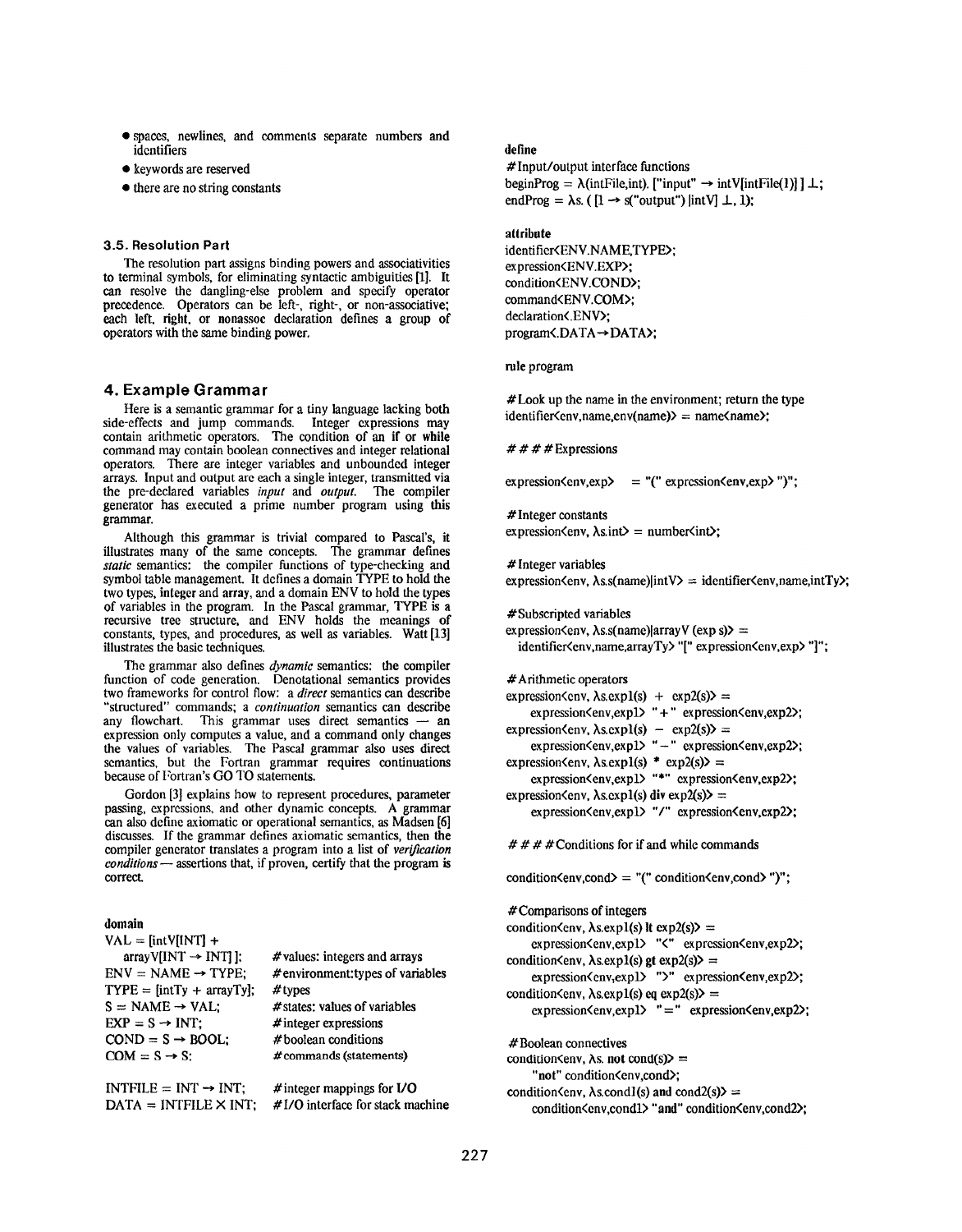- spaces, newlines, and comments separate numbers and identifiers
- keywords are reserved
- there are no string constants

### 3.5. Resolution Part

The resolution part assigns binding powers and associativities to terminal symbols, for eliminating syntactic ambiguities [1]. It can resolve the dangling-else problem and specify operator precedence. Operators can be left-, right-, or non-associative; each left, right, or nonassoc declaration defines a group of operators with the same binding power.

## 4. Example Grammar

Here is a semantic grammar for a tiny language lacking both side-effects and jump commands. Integer expressions may contain arithmetic operators. The condition of an if or while command may contain boolean connectives and integer relational operators. There are integer variables and unbounded integer arrays. Input and output are each a single integer, transmitted via the pre-declared variables *input* and *output*. The compiler generator has executed a prime number program using this grammar.

Although this grammar is trivial compared to Pascal's, it illustrates many of the same concepts. The grammar defines *static* semantics: the compiler functions of type-checking and symbol table management. It defines a domain TYPE to hold the two types, integer and array, and a domain ENV to hold the types of variables in the program. In the Pascal grammar, TYPE is a recursive tree structure, and ENV holds the meanings of constants, types, and procedures, as well as variables. Watt [13] illustrates the basic techniques.

The grammar also defines *dynamic* semantics: the compiler function of code generation. Denotational semantics provides two frameworks for control flow: a *direct* semantics can describe "structured" commands; a *continuation* semantics can describe any flowchart. This grammar uses direct semantics — an expression only computes a value, and a command only changes the values of variables. The Pascal grammar also uses direct semantics, but the Fortran grammar requires continuations because of Fortran's GO TO statements.

Gordon [3] explains how to represent procedures, parameter passing, expressions, and other dynamic concepts. A grammar can also define axiomatic or operational semantics, as Madsen [6] discusses. If the grammar defines axiomatic semantics, then the compiler generator translates a program into a list of *verification conditions* — assertions that, if proven, certify that the program is correct.

```
domain
VAL = [intV[INT] +
    arrayV[INT → INT] ];       # values: integers and arrays
ENV = NAME → TYPE;             # environment:types of variables
TYPE = [intTy + arrayTy];      # types
S = NAME → VAL;                # states: values of variables
EXP = S → INT;                 # integer expressions
COND = S → BOOL;               # boolean conditions
COM = S → S;                   # commands (statements)

INTFILE = INT → INT;           # integer mappings for I/O
DATA = INTFILE × INT;          # I/O interface for stack machine
```

```
define
# Input/output interface functions
beginProg = λ(intFile,int). ["input" → intV[intFile(1)] ] ⊥;
endProg = λs. ( [1 → s("output") |intV] ⊥, 1);

attribute
identifier<ENV.NAME,TYPE>;
expression<ENV.EXP>;
condition<ENV.COND>;
command<ENV.COM>;
declaration<.ENV>;
program<.DATA→DATA>;

rule program

# Look up the name in the environment; return the type
identifier<env,name,env(name)> = name<name>;

# # # # Expressions

expression<env,exp>    = "(" expression<env,exp> ")";

# Integer constants
expression<env, λs.int> = number<int>;

# Integer variables
expression<env, λs.s(name)|intV> = identifier<env,name,intTy>;

# Subscripted variables
expression<env, λs.s(name)|arrayV (exp s)> =
   identifier<env,name,arrayTy> "[" expression<env,exp> "]";

# Arithmetic operators
expression<env, λs.exp1(s) + exp2(s)> =
     expression<env,exp1> "+" expression<env,exp2>;
expression<env, λs.exp1(s) − exp2(s)> =
     expression<env,exp1> "−" expression<env,exp2>;
expression<env, λs.exp1(s) * exp2(s)> =
     expression<env,exp1> "*" expression<env,exp2>;
expression<env, λs.exp1(s) div exp2(s)> =
     expression<env,exp1> "/" expression<env,exp2>;

# # # # Conditions for if and while commands

condition<env,cond> = "(" condition<env,cond> ")";

# Comparisons of integers
condition<env, λs.exp1(s) lt exp2(s)> =
     expression<env,exp1> "<" expression<env,exp2>;
condition<env, λs.exp1(s) gt exp2(s)> =
     expression<env,exp1> ">" expression<env,exp2>;
condition<env, λs.exp1(s) eq exp2(s)> =
     expression<env,exp1> "=" expression<env,exp2>;

# Boolean connectives
condition<env, λs. not cond(s)> =
     "not" condition<env,cond>;
condition<env, λs.cond1(s) and cond2(s)> =
     condition<env,cond1> "and" condition<env,cond2>;
```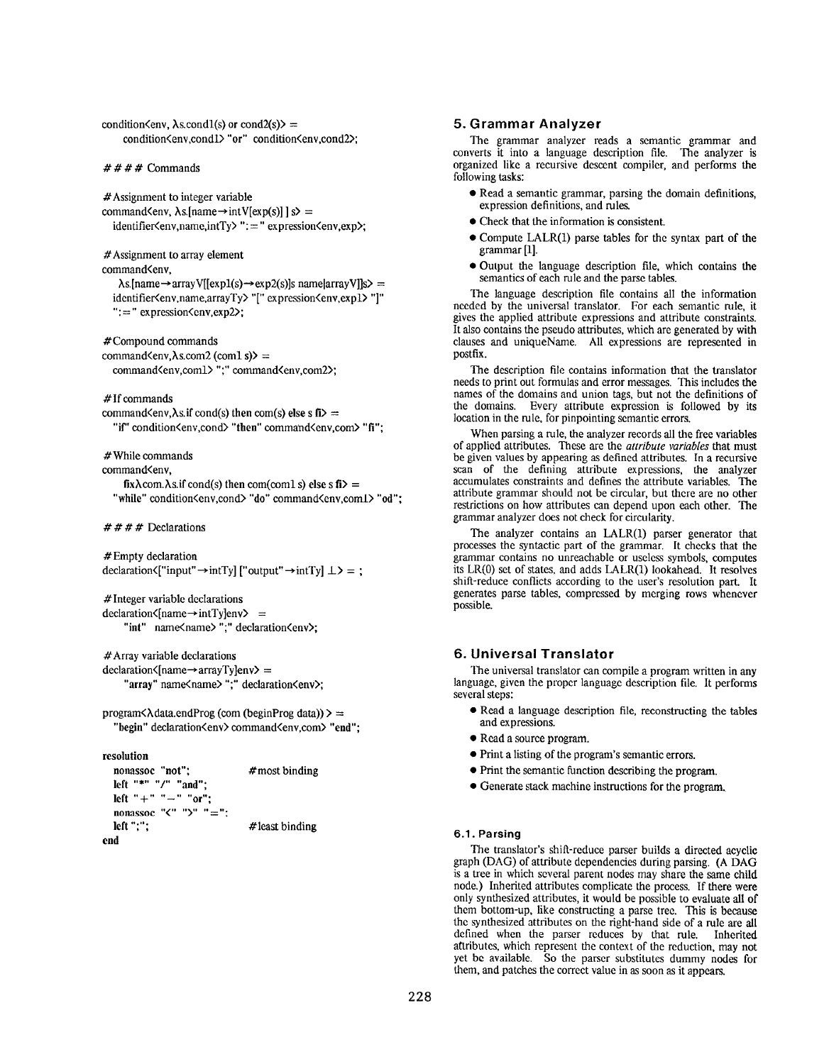```
condition<env, λs.cond1(s) or cond2(s)> =
    condition<env,cond1> "or" condition<env,cond2>;

#### Commands

#Assignment to integer variable
command<env, λs.[name→intV[exp(s)] ] s> =
  identifier<env,name,intTy> ":=" expression<env,exp>;

#Assignment to array element
command<env,
    λs.[name→arrayV[[exp1(s)→exp2(s)]s name|arrayV]]s> =
  identifier<env,name,arrayTy> "[" expression<env,exp1> "]"
  ":=" expression<env,exp2>;

#Compound commands
command<env,λs.com2 (com1 s)> =
  command<env,com1> ";" command<env,com2>;

#If commands
command<env,λs.if cond(s) then com(s) else s fi> =
  "if" condition<env,cond> "then" command<env,com> "fi";

#While commands
command<env,
    fixλcom.λs.if cond(s) then com(com1 s) else s fi> =
  "while" condition<env,cond> "do" command<env,com1> "od";

#### Declarations

#Empty declaration
declaration<["input"→intTy] ["output"→intTy] ⊥> = ;

#Integer variable declarations
declaration<[name→intTy]env> =
    "int" name<name> ";" declaration<env>;

#Array variable declarations
declaration<[name→arrayTy]env> =
    "array" name<name> ";" declaration<env>;

program<λdata.endProg (com (beginProg data)) > =
  "begin" declaration<env> command<env,com> "end";

resolution
  nonassoc "not";              #most binding
  left "*" "/" "and";
  left "+" "-" "or";
  nonassoc "<" ">" "=";
  left ";";                    #least binding
end
```

## 5. Grammar Analyzer

The grammar analyzer reads a semantic grammar and converts it into a language description file. The analyzer is organized like a recursive descent compiler, and performs the following tasks:

- Read a semantic grammar, parsing the domain definitions, expression definitions, and rules.
- Check that the information is consistent.
- Compute LALR(1) parse tables for the syntax part of the grammar [1].
- Output the language description file, which contains the semantics of each rule and the parse tables.

The language description file contains all the information needed by the universal translator. For each semantic rule, it gives the applied attribute expressions and attribute constraints. It also contains the pseudo attributes, which are generated by with clauses and uniqueName. All expressions are represented in postfix.

The description file contains information that the translator needs to print out formulas and error messages. This includes the names of the domains and union tags, but not the definitions of the domains. Every attribute expression is followed by its location in the rule, for pinpointing semantic errors.

When parsing a rule, the analyzer records all the free variables of applied attributes. These are the *attribute variables* that must be given values by appearing as defined attributes. In a recursive scan of the defining attribute expressions, the analyzer accumulates constraints and defines the attribute variables. The attribute grammar should not be circular, but there are no other restrictions on how attributes can depend upon each other. The grammar analyzer does not check for circularity.

The analyzer contains an LALR(1) parser generator that processes the syntactic part of the grammar. It checks that the grammar contains no unreachable or useless symbols, computes its LR(0) set of states, and adds LALR(1) lookahead. It resolves shift-reduce conflicts according to the user's resolution part. It generates parse tables, compressed by merging rows whenever possible.

## 6. Universal Translator

The universal translator can compile a program written in any language, given the proper language description file. It performs several steps:

- Read a language description file, reconstructing the tables and expressions.
- Read a source program.
- Print a listing of the program's semantic errors.
- Print the semantic function describing the program.
- Generate stack machine instructions for the program.

### 6.1. Parsing

The translator's shift-reduce parser builds a directed acyclic graph (DAG) of attribute dependencies during parsing. (A DAG is a tree in which several parent nodes may share the same child node.) Inherited attributes complicate the process. If there were only synthesized attributes, it would be possible to evaluate all of them bottom-up, like constructing a parse tree. This is because the synthesized attributes on the right-hand side of a rule are all defined when the parser reduces by that rule. Inherited attributes, which represent the context of the reduction, may not yet be available. So the parser substitutes dummy nodes for them, and patches the correct value in as soon as it appears.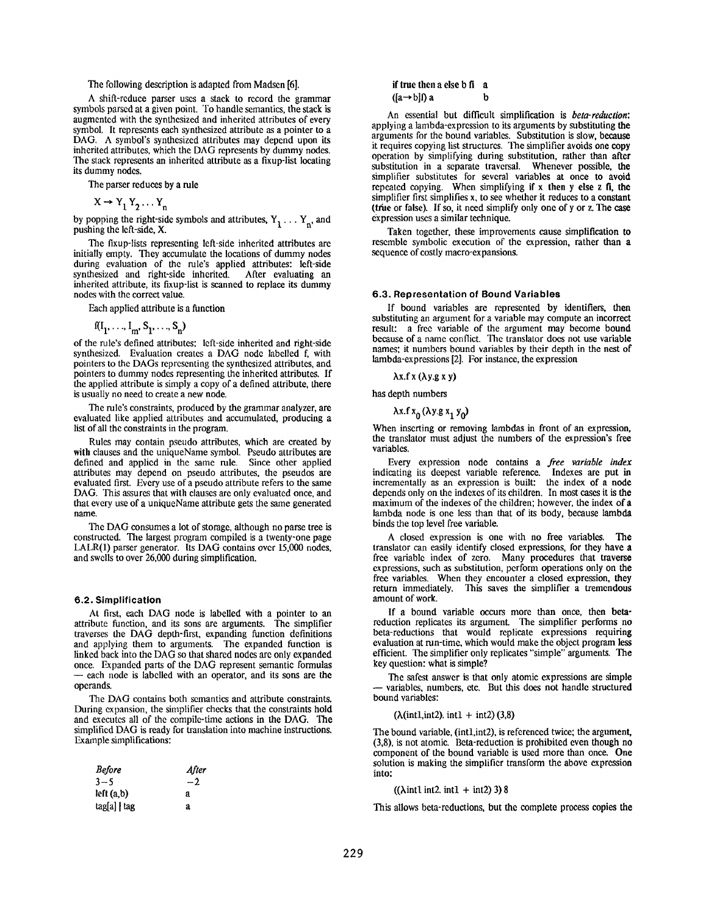The following description is adapted from Madsen [6].

A shift-reduce parser uses a stack to record the grammar symbols parsed at a given point. To handle semantics, the stack is augmented with the synthesized and inherited attributes of every symbol. It represents each synthesized attribute as a pointer to a DAG. A symbol's synthesized attributes may depend upon its inherited attributes, which the DAG represents by dummy nodes. The stack represents an inherited attribute as a fixup-list locating its dummy nodes.

The parser reduces by a rule

$$X \rightarrow Y_1 Y_2 \ldots Y_n$$

by popping the right-side symbols and attributes, $Y_1 \ldots Y_n$, and pushing the left-side, X.

The fixup-lists representing left-side inherited attributes are initially empty. They accumulate the locations of dummy nodes during evaluation of the rule's applied attributes: left-side synthesized and right-side inherited. After evaluating an inherited attribute, its fixup-list is scanned to replace its dummy nodes with the correct value.

Each applied attribute is a function

$$f(I_1, \ldots, I_m, S_1, \ldots, S_n)$$

of the rule's defined attributes: left-side inherited and right-side synthesized. Evaluation creates a DAG node labelled f, with pointers to the DAGs representing the synthesized attributes, and pointers to dummy nodes representing the inherited attributes. If the applied attribute is simply a copy of a defined attribute, there is usually no need to create a new node.

The rule's constraints, produced by the grammar analyzer, are evaluated like applied attributes and accumulated, producing a list of all the constraints in the program.

Rules may contain pseudo attributes, which are created by **with** clauses and the uniqueName symbol. Pseudo attributes are defined and applied in the same rule. Since other applied attributes may depend on pseudo attributes, the pseudos are evaluated first. Every use of a pseudo attribute refers to the same DAG. This assures that with clauses are only evaluated once, and that every use of a uniqueName attribute gets the same generated name.

The DAG consumes a lot of storage, although no parse tree is constructed. The largest program compiled is a twenty-one page LALR(1) parser generator. Its DAG contains over 15,000 nodes, and swells to over 26,000 during simplification.

### 6.2. Simplification

At first, each DAG node is labelled with a pointer to an attribute function, and its sons are arguments. The simplifier traverses the DAG depth-first, expanding function definitions and applying them to arguments. The expanded function is linked back into the DAG so that shared nodes are only expanded once. Expanded parts of the DAG represent semantic formulas — each node is labelled with an operator, and its sons are the operands.

The DAG contains both semantics and attribute constraints. During expansion, the simplifier checks that the constraints hold and executes all of the compile-time actions in the DAG. The simplified DAG is ready for translation into machine instructions. Example simplifications:

| *Before* | *After* |
|---|---|
| 3−5 | −2 |
| left (a,b) | a |
| tag[a] \| tag | a |
| **if true then** a **else** b **fi** | a |
| ([a→b]f) a | b |

An essential but difficult simplification is *beta-reduction*: applying a lambda-expression to its arguments by substituting the arguments for the bound variables. Substitution is slow, because it requires copying list structures. The simplifier avoids one copy operation by simplifying during substitution, rather than after substitution in a separate traversal. Whenever possible, the simplifier substitutes for several variables at once to avoid repeated copying. When simplifying **if** x **then** y **else** z **fi**, the simplifier first simplifies x, to see whether it reduces to a constant (true or false). If so, it need simplify only one of y or z. The case expression uses a similar technique.

Taken together, these improvements cause simplification to resemble symbolic execution of the expression, rather than a sequence of costly macro-expansions.

### 6.3. Representation of Bound Variables

If bound variables are represented by identifiers, then substituting an argument for a variable may compute an incorrect result: a free variable of the argument may become bound because of a name conflict. The translator does not use variable names; it numbers bound variables by their depth in the nest of lambda-expressions [2]. For instance, the expression

$$\lambda x.f\,x\,(\lambda y.g\,x\,y)$$

has depth numbers

$$\lambda x.f\,x_0\,(\lambda y.g\,x_1\,y_0)$$

When inserting or removing lambdas in front of an expression, the translator must adjust the numbers of the expression's free variables.

Every expression node contains a *free variable index* indicating its deepest variable reference. Indexes are put in incrementally as an expression is built: the index of a node depends only on the indexes of its children. In most cases it is the maximum of the indexes of the children; however, the index of a lambda node is one less than that of its body, because lambda binds the top level free variable.

A closed expression is one with no free variables. The translator can easily identify closed expressions, for they have a free variable index of zero. Many procedures that traverse expressions, such as substitution, perform operations only on the free variables. When they encounter a closed expression, they return immediately. This saves the simplifier a tremendous amount of work.

If a bound variable occurs more than once, then beta-reduction replicates its argument. The simplifier performs no beta-reductions that would replicate expressions requiring evaluation at run-time, which would make the object program less efficient. The simplifier only replicates "simple" arguments. The key question: what is simple?

The safest answer is that only atomic expressions are simple — variables, numbers, etc. But this does not handle structured bound variables:

$$(\lambda(\text{int1},\text{int2}).\ \text{int1} + \text{int2})\,(3,8)$$

The bound variable, (int1,int2), is referenced twice; the argument, (3,8), is not atomic. Beta-reduction is prohibited even though no component of the bound variable is used more than once. One solution is making the simplifier transform the above expression into:

$$((\lambda \text{int1}\ \text{int2}.\ \text{int1} + \text{int2})\ 3)\ 8$$

This allows beta-reductions, but the complete process copies the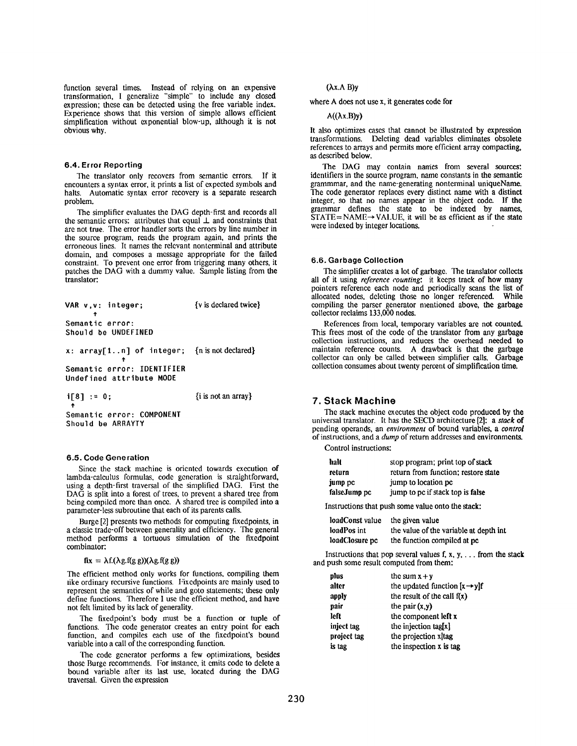function several times. Instead of relying on an expensive transformation, I generalize "simple" to include any closed expression; these can be detected using the free variable index. Experience shows that this version of simple allows efficient simplification without exponential blow-up, although it is not obvious why.

### 6.4. Error Reporting

The translator only recovers from semantic errors. If it encounters a syntax error, it prints a list of expected symbols and halts. Automatic syntax error recovery is a separate research problem.

The simplifier evaluates the DAG depth-first and records all the semantic errors: attributes that equal $\perp$ and constraints that are not true. The error handler sorts the errors by line number in the source program, reads the program again, and prints the erroneous lines. It names the relevant nonterminal and attribute domain, and composes a message appropriate for the failed constraint. To prevent one error from triggering many others, it patches the DAG with a dummy value. Sample listing from the translator:

```
VAR v,v: integer;              {v is declared twice}
      ↑
Semantic error:
Should be UNDEFINED

x: array[1..n] of integer;     {n is not declared}
             ↑
Semantic error: IDENTIFIER
Undefined attribute MODE

i[8] := 0;                     {i is not an array}
↑
Semantic error: COMPONENT
Should be ARRAYTY
```

### 6.5. Code Generation

Since the stack machine is oriented towards execution of lambda-calculus formulas, code generation is straightforward, using a depth-first traversal of the simplified DAG. First the DAG is split into a forest of trees, to prevent a shared tree from being compiled more than once. A shared tree is compiled into a parameter-less subroutine that each of its parents calls.

Burge [2] presents two methods for computing fixedpoints, in a classic trade-off between generality and efficiency. The general method performs a tortuous simulation of the fixedpoint combinator:

$$\mathbf{fix} = \lambda f.(\lambda g.f(g\ g))(\lambda g.f(g\ g))$$

The efficient method only works for functions, compiling them like ordinary recursive functions. Fixedpoints are mainly used to represent the semantics of while and goto statements; these only define functions. Therefore I use the efficient method, and have not felt limited by its lack of generality.

The fixedpoint's body must be a function or tuple of functions. The code generator creates an entry point for each function, and compiles each use of the fixedpoint's bound variable into a call of the corresponding function.

The code generator performs a few optimizations, besides those Burge recommends. For instance, it emits code to delete a bound variable after its last use, located during the DAG traversal. Given the expression

$$(\lambda x.A\ B)y$$

where A does not use x, it generates code for

$$A((\lambda x.B)y)$$

It also optimizes cases that cannot be illustrated by expression transformations. Deleting dead variables eliminates obsolete references to arrays and permits more efficient array compacting, as described below.

The DAG may contain names from several sources: identifiers in the source program, name constants in the semantic grammmar, and the name-generating nonterminal uniqueName. The code generator replaces every distinct name with a distinct integer, so that no names appear in the object code. If the grammar defines the state to be indexed by names, STATE=NAME→VALUE, it will be as efficient as if the state were indexed by integer locations.

### 6.6. Garbage Collection

The simplifier creates a lot of garbage. The translator collects all of it using *reference counting*: it keeps track of how many pointers reference each node and periodically scans the list of allocated nodes, deleting those no longer referenced. While compiling the parser generator mentioned above, the garbage collector reclaims 133,000 nodes.

References from local, temporary variables are not counted. This frees most of the code of the translator from any garbage collection instructions, and reduces the overhead needed to maintain reference counts. A drawback is that the garbage collector can only be called between simplifier calls. Garbage collection consumes about twenty percent of simplification time.

## 7. Stack Machine

The stack machine executes the object code produced by the universal translator. It has the SECD architecture [2]: a *stack* of pending operands, an *environment* of bound variables, a *control* of instructions, and a *dump* of return addresses and environments.

Control instructions:

| | |
|---|---|
| **halt** | stop program; print top of stack |
| **return** | return from function; restore state |
| **jump** pc | jump to location pc |
| **falseJump** pc | jump to pc if stack top is **false** |

Instructions that push some value onto the stack:

| | |
|---|---|
| **loadConst** value | the given value |
| **loadPos** int | the value of the variable at depth int |
| **loadClosure** pc | the function compiled at pc |

Instructions that pop several values f, x, y, . . . from the stack and push some result computed from them:

| | |
|---|---|
| **plus** | the sum x + y |
| **alter** | the updated function [x→y]f |
| **apply** | the result of the call f(x) |
| **pair** | the pair (x,y) |
| **left** | the component **left** x |
| **inject** tag | the injection tag[x] |
| **project** tag | the projection x\|tag |
| **is** tag | the inspection x **is** tag |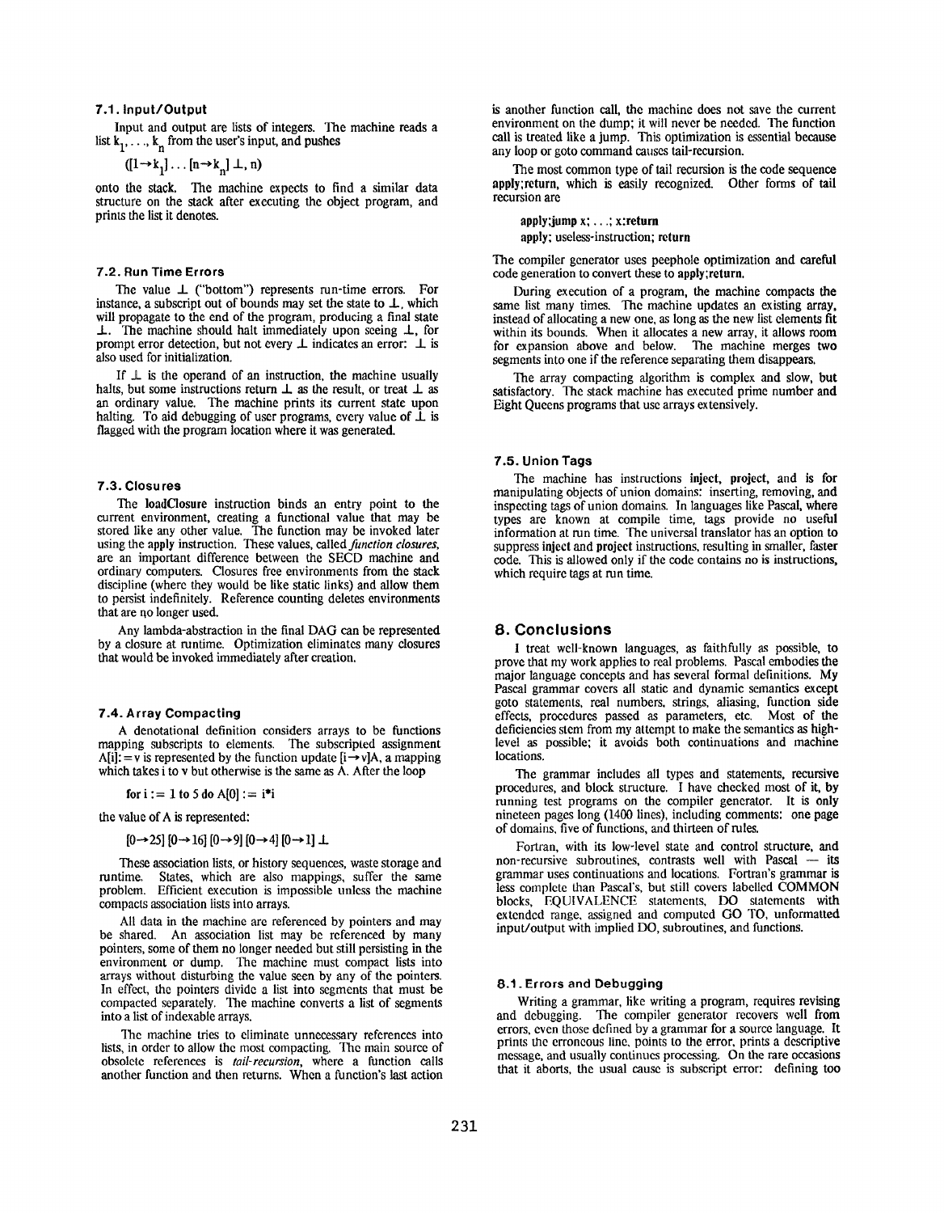### 7.1. Input/Output

Input and output are lists of integers. The machine reads a list $k_1, \ldots, k_n$ from the user's input, and pushes

$$([1 \rightarrow k_1] \ldots [n \rightarrow k_n] \perp, n)$$

onto the stack. The machine expects to find a similar data structure on the stack after executing the object program, and prints the list it denotes.

### 7.2. Run Time Errors

The value $\perp$ ("bottom") represents run-time errors. For instance, a subscript out of bounds may set the state to $\perp$, which will propagate to the end of the program, producing a final state $\perp$. The machine should halt immediately upon seeing $\perp$, for prompt error detection, but not every $\perp$ indicates an error: $\perp$ is also used for initialization.

If $\perp$ is the operand of an instruction, the machine usually halts, but some instructions return $\perp$ as the result, or treat $\perp$ as an ordinary value. The machine prints its current state upon halting. To aid debugging of user programs, every value of $\perp$ is flagged with the program location where it was generated.

### 7.3. Closures

The **loadClosure** instruction binds an entry point to the current environment, creating a functional value that may be stored like any other value. The function may be invoked later using the **apply** instruction. These values, called *function closures*, are an important difference between the SECD machine and ordinary computers. Closures free environments from the stack discipline (where they would be like static links) and allow them to persist indefinitely. Reference counting deletes environments that are no longer used.

Any lambda-abstraction in the final DAG can be represented by a closure at runtime. Optimization eliminates many closures that would be invoked immediately after creation.

### 7.4. Array Compacting

A denotational definition considers arrays to be functions mapping subscripts to elements. The subscripted assignment A[i]: = v is represented by the function update $[i \rightarrow v]A$, a mapping which takes i to v but otherwise is the same as A. After the loop

**for** i := 1 **to** 5 **do** A[0] := i*i

the value of A is represented:

$$[0 \rightarrow 25]\ [0 \rightarrow 16]\ [0 \rightarrow 9]\ [0 \rightarrow 4]\ [0 \rightarrow 1] \perp$$

These association lists, or history sequences, waste storage and runtime. States, which are also mappings, suffer the same problem. Efficient execution is impossible unless the machine compacts association lists into arrays.

All data in the machine are referenced by pointers and may be shared. An association list may be referenced by many pointers, some of them no longer needed but still persisting in the environment or dump. The machine must compact lists into arrays without disturbing the value seen by any of the pointers. In effect, the pointers divide a list into segments that must be compacted separately. The machine converts a list of segments into a list of indexable arrays.

The machine tries to eliminate unnecessary references into lists, in order to allow the most compacting. The main source of obsolete references is *tail-recursion*, where a function calls another function and then returns. When a function's last action is another function call, the machine does not save the current environment on the dump; it will never be needed. The function call is treated like a jump. This optimization is essential because any loop or goto command causes tail-recursion.

The most common type of tail recursion is the code sequence **apply;return**, which is easily recognized. Other forms of tail recursion are

> **apply;jump** x; . . .; x:**return**
> **apply**; useless-instruction; **return**

The compiler generator uses peephole optimization and careful code generation to convert these to **apply;return**.

During execution of a program, the machine compacts the same list many times. The machine updates an existing array, instead of allocating a new one, as long as the new list elements fit within its bounds. When it allocates a new array, it allows room for expansion above and below. The machine merges two segments into one if the reference separating them disappears.

The array compacting algorithm is complex and slow, but satisfactory. The stack machine has executed prime number and Eight Queens programs that use arrays extensively.

### 7.5. Union Tags

The machine has instructions **inject**, **project**, and **is** for manipulating objects of union domains: inserting, removing, and inspecting tags of union domains. In languages like Pascal, where types are known at compile time, tags provide no useful information at run time. The universal translator has an option to suppress **inject** and **project** instructions, resulting in smaller, faster code. This is allowed only if the code contains no **is** instructions, which require tags at run time.

## 8. Conclusions

I treat well-known languages, as faithfully as possible, to prove that my work applies to real problems. Pascal embodies the major language concepts and has several formal definitions. My Pascal grammar covers all static and dynamic semantics except goto statements, real numbers, strings, aliasing, function side effects, procedures passed as parameters, etc. Most of the deficiencies stem from my attempt to make the semantics as high-level as possible; it avoids both continuations and machine locations.

The grammar includes all types and statements, recursive procedures, and block structure. I have checked most of it, by running test programs on the compiler generator. It is only nineteen pages long (1400 lines), including comments: one page of domains, five of functions, and thirteen of rules.

Fortran, with its low-level state and control structure, and non-recursive subroutines, contrasts well with Pascal — its grammar uses continuations and locations. Fortran's grammar is less complete than Pascal's, but still covers labelled COMMON blocks, EQUIVALENCE statements, DO statements with extended range, assigned and computed GO TO, unformatted input/output with implied DO, subroutines, and functions.

### 8.1. Errors and Debugging

Writing a grammar, like writing a program, requires revising and debugging. The compiler generator recovers well from errors, even those defined by a grammar for a source language. It prints the erroneous line, points to the error, prints a descriptive message, and usually continues processing. On the rare occasions that it aborts, the usual cause is subscript error: defining too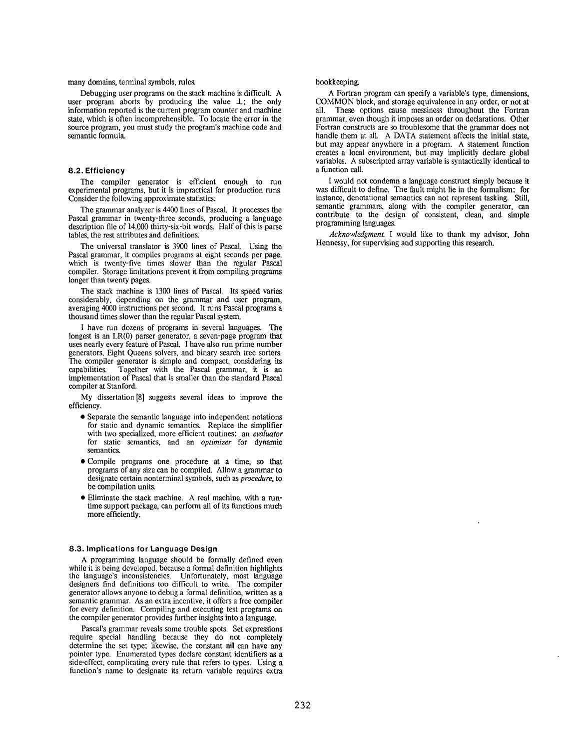many domains, terminal symbols, rules.

Debugging user programs on the stack machine is difficult. A user program aborts by producing the value $\perp$; the only information reported is the current program counter and machine state, which is often incomprehensible. To locate the error in the source program, you must study the program's machine code and semantic formula.

### 8.2. Efficiency

The compiler generator is efficient enough to run experimental programs, but it is impractical for production runs. Consider the following approximate statistics:

The grammar analyzer is 4400 lines of Pascal. It processes the Pascal grammar in twenty-three seconds, producing a language description file of 14,000 thirty-six-bit words. Half of this is parse tables, the rest attributes and definitions.

The universal translator is 3900 lines of Pascal. Using the Pascal grammar, it compiles programs at eight seconds per page, which is twenty-five times slower than the regular Pascal compiler. Storage limitations prevent it from compiling programs longer than twenty pages.

The stack machine is 1300 lines of Pascal. Its speed varies considerably, depending on the grammar and user program, averaging 4000 instructions per second. It runs Pascal programs a thousand times slower than the regular Pascal system.

I have run dozens of programs in several languages. The longest is an LR(0) parser generator, a seven-page program that uses nearly every feature of Pascal. I have also run prime number generators, Eight Queens solvers, and binary search tree sorters. The compiler generator is simple and compact, considering its capabilities. Together with the Pascal grammar, it is an implementation of Pascal that is smaller than the standard Pascal compiler at Stanford.

My dissertation [8] suggests several ideas to improve the efficiency.

- Separate the semantic language into independent notations for static and dynamic semantics. Replace the simplifier with two specialized, more efficient routines: an *evaluator* for static semantics, and an *optimizer* for dynamic semantics.
- Compile programs one procedure at a time, so that programs of any size can be compiled. Allow a grammar to designate certain nonterminal symbols, such as *procedure*, to be compilation units.
- Eliminate the stack machine. A real machine, with a run-time support package, can perform all of its functions much more efficiently.

### 8.3. Implications for Language Design

A programming language should be formally defined even while it is being developed, because a formal definition highlights the language's inconsistencies. Unfortunately, most language designers find definitions too difficult to write. The compiler generator allows anyone to debug a formal definition, written as a semantic grammar. As an extra incentive, it offers a free compiler for every definition. Compiling and executing test programs on the compiler generator provides further insights into a language.

Pascal's grammar reveals some trouble spots. Set expressions require special handling because they do not completely determine the set type; likewise, the constant **nil** can have any pointer type. Enumerated types declare constant identifiers as a side-effect, complicating every rule that refers to types. Using a function's name to designate its return variable requires extra bookkeeping.

A Fortran program can specify a variable's type, dimensions, COMMON block, and storage equivalence in any order, or not at all. These options cause messiness throughout the Fortran grammar, even though it imposes an order on declarations. Other Fortran constructs are so troublesome that the grammar does not handle them at all. A DATA statement affects the initial state, but may appear anywhere in a program. A statement function creates a local environment, but may implicitly declare global variables. A subscripted array variable is syntactically identical to a function call.

I would not condemn a language construct simply because it was difficult to define. The fault might lie in the formalism: for instance, denotational semantics can not represent tasking. Still, semantic grammars, along with the compiler generator, can contribute to the design of consistent, clean, and simple programming languages.

*Acknowledgment.* I would like to thank my advisor, John Hennessy, for supervising and supporting this research.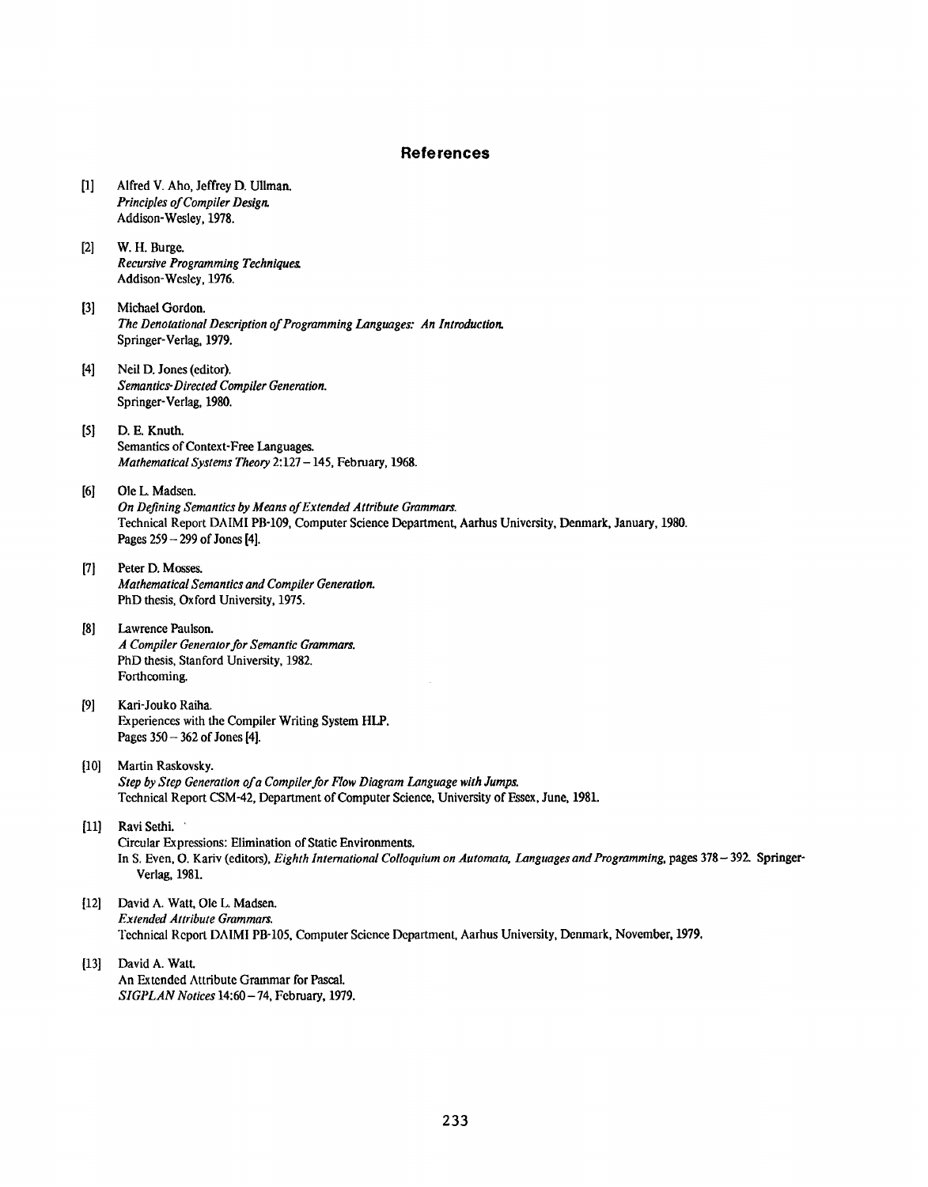## References

[1] Alfred V. Aho, Jeffrey D. Ullman.
*Principles of Compiler Design.*
Addison-Wesley, 1978.

[2] W. H. Burge.
*Recursive Programming Techniques.*
Addison-Wesley, 1976.

[3] Michael Gordon.
*The Denotational Description of Programming Languages: An Introduction.*
Springer-Verlag, 1979.

[4] Neil D. Jones (editor).
*Semantics-Directed Compiler Generation.*
Springer-Verlag, 1980.

[5] D. E. Knuth.
Semantics of Context-Free Languages.
*Mathematical Systems Theory* 2:127 – 145, February, 1968.

[6] Ole L. Madsen.
*On Defining Semantics by Means of Extended Attribute Grammars.*
Technical Report DAIMI PB-109, Computer Science Department, Aarhus University, Denmark, January, 1980.
Pages 259 – 299 of Jones [4].

[7] Peter D. Mosses.
*Mathematical Semantics and Compiler Generation.*
PhD thesis, Oxford University, 1975.

[8] Lawrence Paulson.
*A Compiler Generator for Semantic Grammars.*
PhD thesis, Stanford University, 1982.
Forthcoming.

[9] Kari-Jouko Raiha.
Experiences with the Compiler Writing System HLP.
Pages 350 – 362 of Jones [4].

[10] Martin Raskovsky.
*Step by Step Generation of a Compiler for Flow Diagram Language with Jumps.*
Technical Report CSM-42, Department of Computer Science, University of Essex, June, 1981.

[11] Ravi Sethi.
Circular Expressions: Elimination of Static Environments.
In S. Even, O. Kariv (editors), *Eighth International Colloquium on Automata, Languages and Programming,* pages 378 – 392. Springer-Verlag, 1981.

[12] David A. Watt, Ole L. Madsen.
*Extended Attribute Grammars.*
Technical Report DAIMI PB-105, Computer Science Department, Aarhus University, Denmark, November, 1979.

[13] David A. Watt.
An Extended Attribute Grammar for Pascal.
*SIGPLAN Notices* 14:60 – 74, February, 1979.